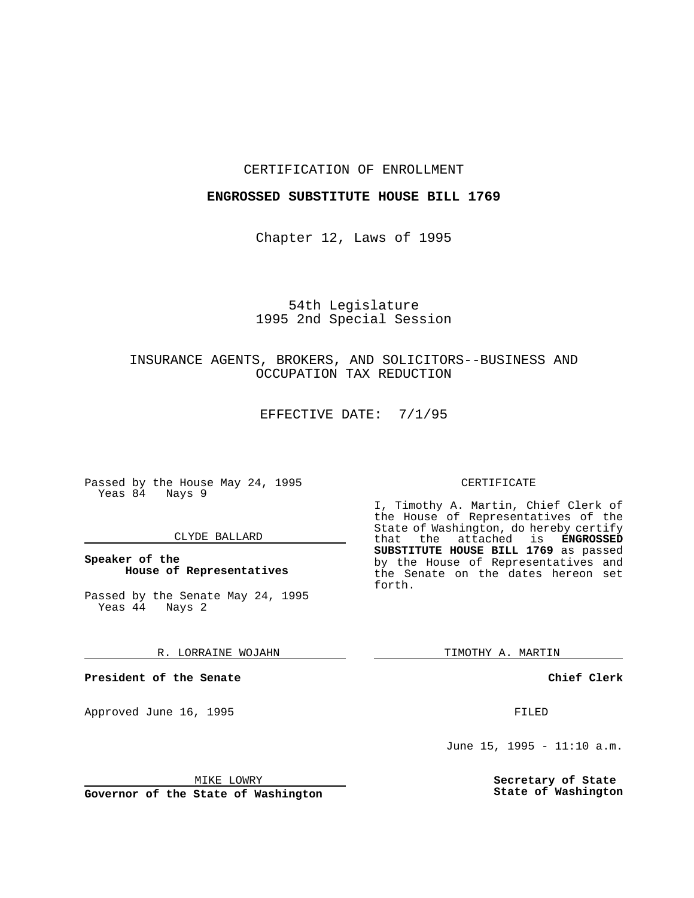CERTIFICATION OF ENROLLMENT

**ENGROSSED SUBSTITUTE HOUSE BILL 1769**

Chapter 12, Laws of 1995

54th Legislature
1995 2nd Special Session

INSURANCE AGENTS, BROKERS, AND SOLICITORS--BUSINESS AND OCCUPATION TAX REDUCTION

EFFECTIVE DATE: 7/1/95

Passed by the House May 24, 1995
Yeas 84 Nays 9

CLYDE BALLARD

**Speaker of the House of Representatives**

Passed by the Senate May 24, 1995
Yeas 44 Nays 2

R. LORRAINE WOJAHN

**President of the Senate**

Approved June 16, 1995

MIKE LOWRY

**Governor of the State of Washington**

CERTIFICATE

I, Timothy A. Martin, Chief Clerk of the House of Representatives of the State of Washington, do hereby certify that the attached is **ENGROSSED SUBSTITUTE HOUSE BILL 1769** as passed by the House of Representatives and the Senate on the dates hereon set forth.

TIMOTHY A. MARTIN

**Chief Clerk**

FILED

June 15, 1995 - 11:10 a.m.

**Secretary of State**
**State of Washington**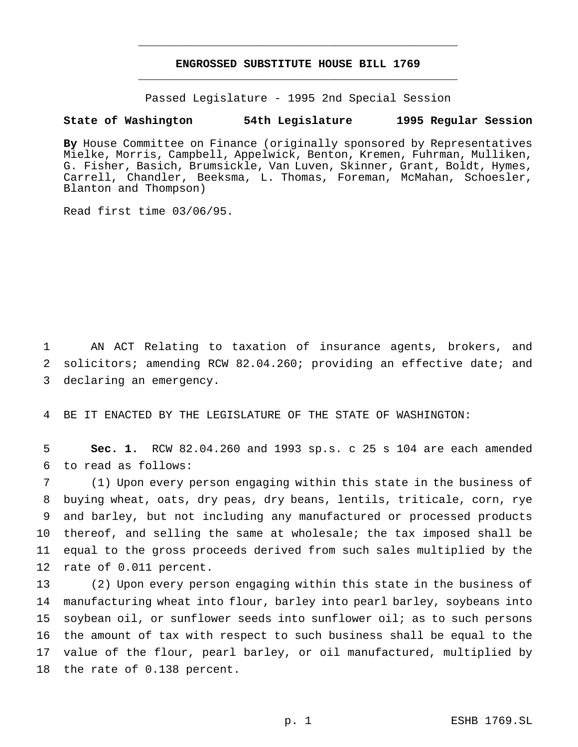# ENGROSSED SUBSTITUTE HOUSE BILL 1769

Passed Legislature - 1995 2nd Special Session

**State of Washington 54th Legislature 1995 Regular Session**

**By** House Committee on Finance (originally sponsored by Representatives Mielke, Morris, Campbell, Appelwick, Benton, Kremen, Fuhrman, Mulliken, G. Fisher, Basich, Brumsickle, Van Luven, Skinner, Grant, Boldt, Hymes, Carrell, Chandler, Beeksma, L. Thomas, Foreman, McMahan, Schoesler, Blanton and Thompson)

Read first time 03/06/95.

AN ACT Relating to taxation of insurance agents, brokers, and solicitors; amending RCW 82.04.260; providing an effective date; and declaring an emergency.

BE IT ENACTED BY THE LEGISLATURE OF THE STATE OF WASHINGTON:

**Sec. 1.** RCW 82.04.260 and 1993 sp.s. c 25 s 104 are each amended to read as follows:

(1) Upon every person engaging within this state in the business of buying wheat, oats, dry peas, dry beans, lentils, triticale, corn, rye and barley, but not including any manufactured or processed products thereof, and selling the same at wholesale; the tax imposed shall be equal to the gross proceeds derived from such sales multiplied by the rate of 0.011 percent.

(2) Upon every person engaging within this state in the business of manufacturing wheat into flour, barley into pearl barley, soybeans into soybean oil, or sunflower seeds into sunflower oil; as to such persons the amount of tax with respect to such business shall be equal to the value of the flour, pearl barley, or oil manufactured, multiplied by the rate of 0.138 percent.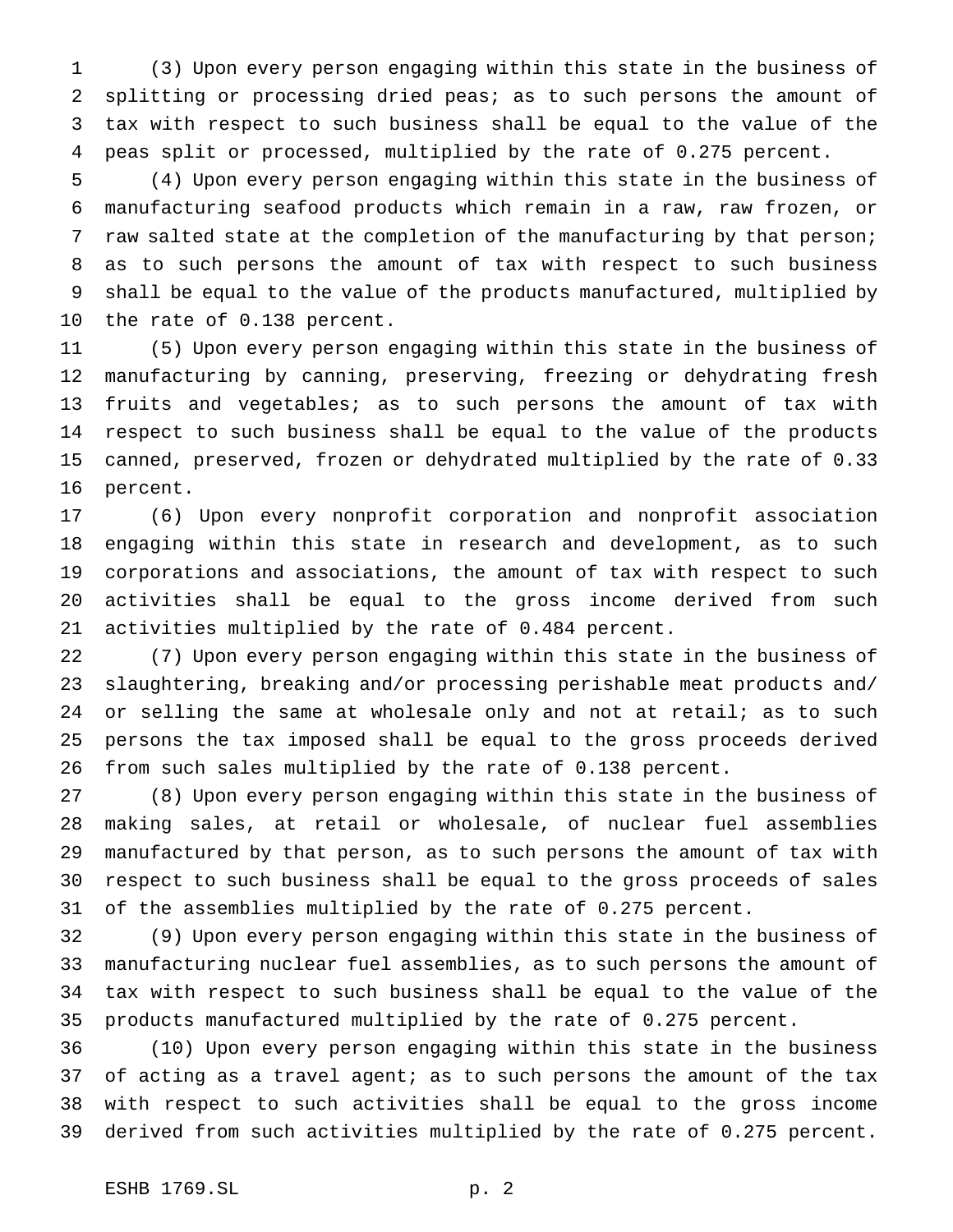(3) Upon every person engaging within this state in the business of splitting or processing dried peas; as to such persons the amount of tax with respect to such business shall be equal to the value of the peas split or processed, multiplied by the rate of 0.275 percent.

(4) Upon every person engaging within this state in the business of manufacturing seafood products which remain in a raw, raw frozen, or raw salted state at the completion of the manufacturing by that person; as to such persons the amount of tax with respect to such business shall be equal to the value of the products manufactured, multiplied by the rate of 0.138 percent.

(5) Upon every person engaging within this state in the business of manufacturing by canning, preserving, freezing or dehydrating fresh fruits and vegetables; as to such persons the amount of tax with respect to such business shall be equal to the value of the products canned, preserved, frozen or dehydrated multiplied by the rate of 0.33 percent.

(6) Upon every nonprofit corporation and nonprofit association engaging within this state in research and development, as to such corporations and associations, the amount of tax with respect to such activities shall be equal to the gross income derived from such activities multiplied by the rate of 0.484 percent.

(7) Upon every person engaging within this state in the business of slaughtering, breaking and/or processing perishable meat products and/or selling the same at wholesale only and not at retail; as to such persons the tax imposed shall be equal to the gross proceeds derived from such sales multiplied by the rate of 0.138 percent.

(8) Upon every person engaging within this state in the business of making sales, at retail or wholesale, of nuclear fuel assemblies manufactured by that person, as to such persons the amount of tax with respect to such business shall be equal to the gross proceeds of sales of the assemblies multiplied by the rate of 0.275 percent.

(9) Upon every person engaging within this state in the business of manufacturing nuclear fuel assemblies, as to such persons the amount of tax with respect to such business shall be equal to the value of the products manufactured multiplied by the rate of 0.275 percent.

(10) Upon every person engaging within this state in the business of acting as a travel agent; as to such persons the amount of the tax with respect to such activities shall be equal to the gross income derived from such activities multiplied by the rate of 0.275 percent.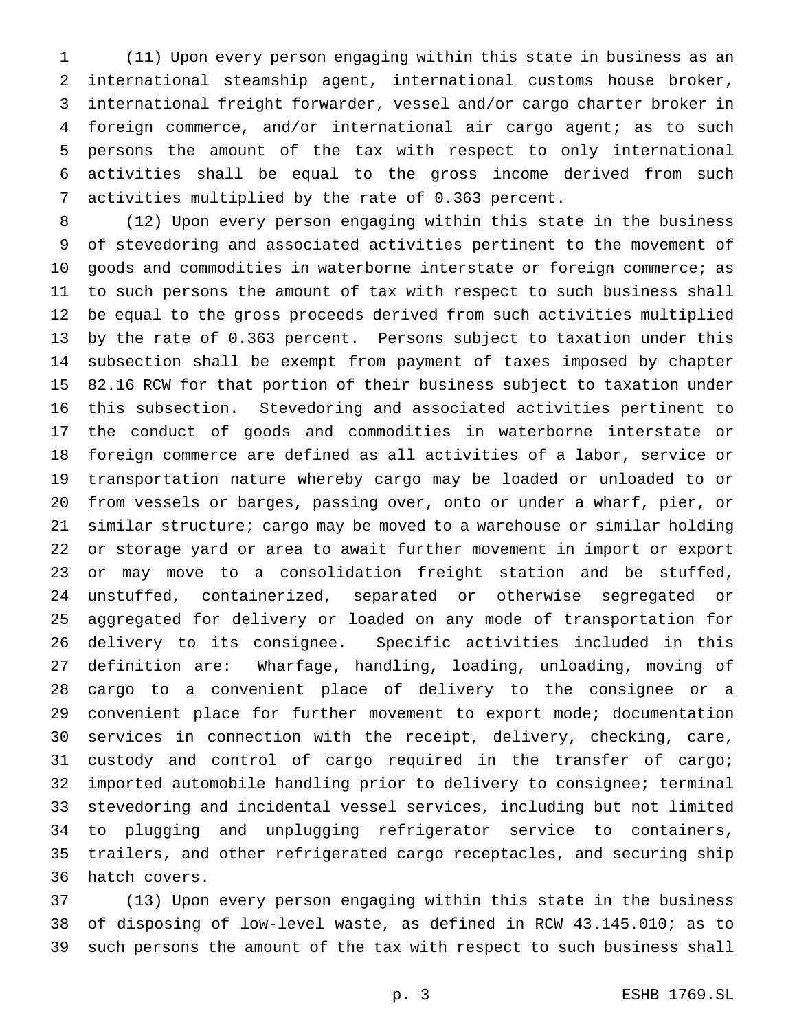(11) Upon every person engaging within this state in business as an international steamship agent, international customs house broker, international freight forwarder, vessel and/or cargo charter broker in foreign commerce, and/or international air cargo agent; as to such persons the amount of the tax with respect to only international activities shall be equal to the gross income derived from such activities multiplied by the rate of 0.363 percent.

(12) Upon every person engaging within this state in the business of stevedoring and associated activities pertinent to the movement of goods and commodities in waterborne interstate or foreign commerce; as to such persons the amount of tax with respect to such business shall be equal to the gross proceeds derived from such activities multiplied by the rate of 0.363 percent. Persons subject to taxation under this subsection shall be exempt from payment of taxes imposed by chapter 82.16 RCW for that portion of their business subject to taxation under this subsection. Stevedoring and associated activities pertinent to the conduct of goods and commodities in waterborne interstate or foreign commerce are defined as all activities of a labor, service or transportation nature whereby cargo may be loaded or unloaded to or from vessels or barges, passing over, onto or under a wharf, pier, or similar structure; cargo may be moved to a warehouse or similar holding or storage yard or area to await further movement in import or export or may move to a consolidation freight station and be stuffed, unstuffed, containerized, separated or otherwise segregated or aggregated for delivery or loaded on any mode of transportation for delivery to its consignee. Specific activities included in this definition are: Wharfage, handling, loading, unloading, moving of cargo to a convenient place of delivery to the consignee or a convenient place for further movement to export mode; documentation services in connection with the receipt, delivery, checking, care, custody and control of cargo required in the transfer of cargo; imported automobile handling prior to delivery to consignee; terminal stevedoring and incidental vessel services, including but not limited to plugging and unplugging refrigerator service to containers, trailers, and other refrigerated cargo receptacles, and securing ship hatch covers.

(13) Upon every person engaging within this state in the business of disposing of low-level waste, as defined in RCW 43.145.010; as to such persons the amount of the tax with respect to such business shall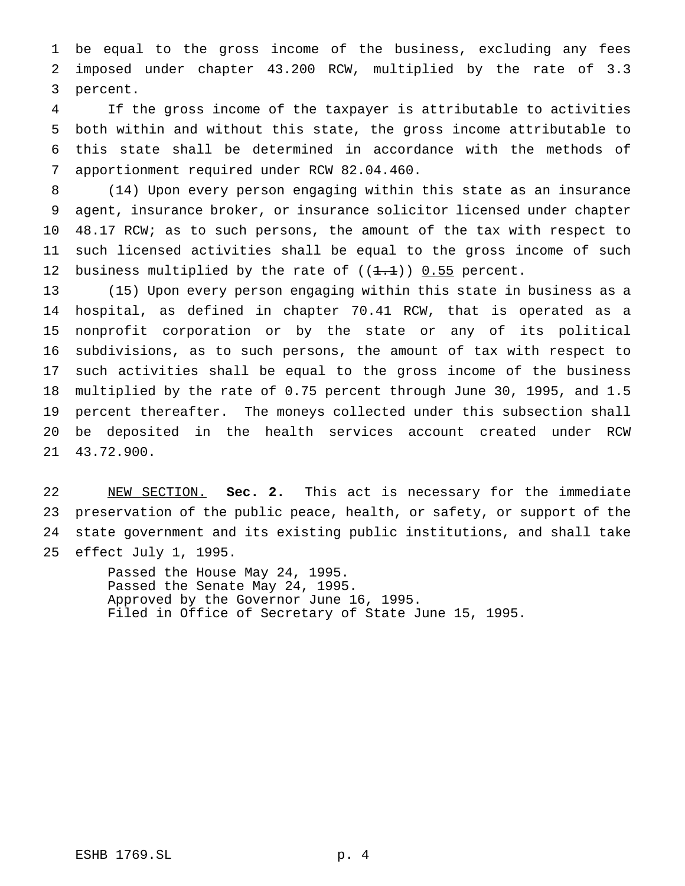be equal to the gross income of the business, excluding any fees imposed under chapter 43.200 RCW, multiplied by the rate of 3.3 percent.

If the gross income of the taxpayer is attributable to activities both within and without this state, the gross income attributable to this state shall be determined in accordance with the methods of apportionment required under RCW 82.04.460.

(14) Upon every person engaging within this state as an insurance agent, insurance broker, or insurance solicitor licensed under chapter 48.17 RCW; as to such persons, the amount of the tax with respect to such licensed activities shall be equal to the gross income of such business multiplied by the rate of ((~~1.1~~)) <u>0.55</u> percent.

(15) Upon every person engaging within this state in business as a hospital, as defined in chapter 70.41 RCW, that is operated as a nonprofit corporation or by the state or any of its political subdivisions, as to such persons, the amount of tax with respect to such activities shall be equal to the gross income of the business multiplied by the rate of 0.75 percent through June 30, 1995, and 1.5 percent thereafter. The moneys collected under this subsection shall be deposited in the health services account created under RCW 43.72.900.

<u>NEW SECTION.</u> **Sec. 2.** This act is necessary for the immediate preservation of the public peace, health, or safety, or support of the state government and its existing public institutions, and shall take effect July 1, 1995.

Passed the House May 24, 1995.
Passed the Senate May 24, 1995.
Approved by the Governor June 16, 1995.
Filed in Office of Secretary of State June 15, 1995.